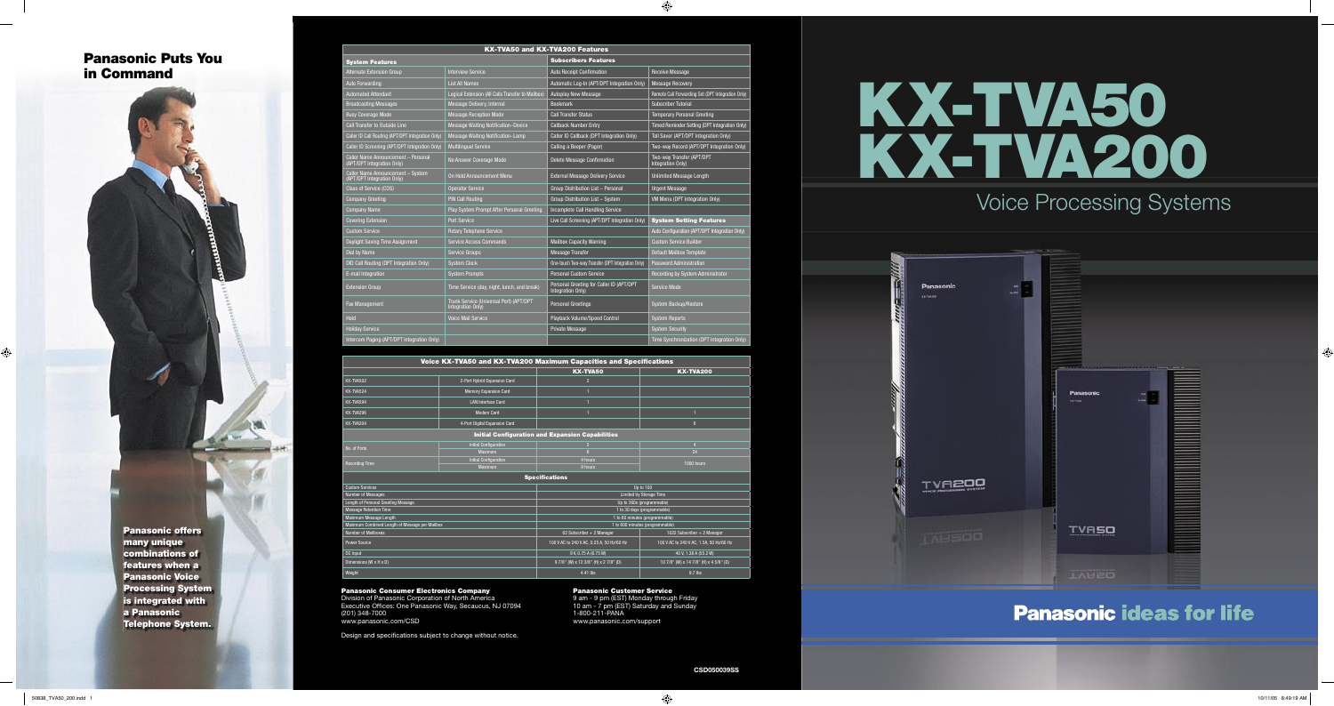# Panasonic Puts You in Command

**Panasonic offers many unique combinations of features when a Panasonic Voice Processing System is integrated with a Panasonic Telephone System.**

## KX-TVA50 and KX-TVA200 Features

| System Features | | Subscribers Features | |
|---|---|---|---|
| Alternate Extension Group | Interview Service | Auto Receipt Confirmation | Receive Message |
| Auto Forwarding | List All Names | Automatic Log-in (APT/DPT Integration Only) | Message Recovery |
| Automated Attendant | Logical Extension (All Calls Transfer to Mailbox) | Autoplay New Message | Remote Call Forwarding Set (DPT Integration Only) |
| Broadcasting Messages | Message Delivery, Internal | Bookmark | Subscriber Tutorial |
| Busy Coverage Mode | Message Reception Mode | Call Transfer Status | Temporary Personal Greeting |
| Call Transfer to Outside Line | Message Waiting Notification–Device | Callback Number Entry | Timed Reminder Setting (DPT Integration Only) |
| Caller ID Call Routing (APT/DPT Integration Only) | Message Waiting Notification–Lamp | Caller ID Callback (DPT Integration Only) | Toll Saver (APT/DPT Integration Only) |
| Caller ID Screening (APT/DPT Integration Only) | Multilingual Service | Calling a Beeper (Pager) | Two-way Record (APT/DPT Integration Only) |
| Caller Name Announcement – Personal (APT/DPT Integration Only) | No Answer Coverage Mode | Delete Message Confirmation | Two-way Transfer (APT/DPT Integration Only) |
| Caller Name Announcement – System (APT/DPT Integration Only) | On Hold Announcement Menu | External Message Delivery Service | Unlimited Message Length |
| Class of Service (COS) | Operator Service | Group Distribution List – Personal | Urgent Message |
| Company Greeting | PIN Call Routing | Group Distribution List – System | VM Menu (DPT Integration Only) |
| Company Name | Play System Prompt After Personal Greeting | Incomplete Call Handling Service | |
| Covering Extension | Port Service | Live Call Screening (APT/DPT Integration Only) | **System Setting Features** |
| Custom Service | Rotary Telephone Service | | Auto Configuration (APT/DPT Integration Only) |
| Daylight Saving Time Assignment | Service Access Commands | Mailbox Capacity Warning | Custom Service Builder |
| Dial by Name | Service Groups | Message Transfer | Default Mailbox Template |
| DID Call Routing (DPT Integration Only) | System Clock | One-touch Two-way Transfer (DPT Integration Only) | Password Administration |
| E-mail Integration | System Prompts | Personal Custom Service | Recording by System Administrator |
| Extension Group | Time Service (day, night, lunch, and break) | Personal Greeting for Caller ID (APT/DPT Integration Only) | Service Mode |
| Fax Management | Trunk Service (Universal Port) (APT/DPT Integration Only) | Personal Greetings | System Backup/Restore |
| Hold | Voice Mail Service | Playback Volume/Speed Control | System Reports |
| Holiday Service | | Private Message | System Security |
| Intercom Paging (APT/DPT Integration Only) | | | Time Synchronization (DPT Integration Only) |

## Voice KX-TVA50 and KX-TVA200 Maximum Capacities and Specifications

| | | KX-TVA50 | KX-TVA200 |
|---|---|---|---|
| KX-TVA502 | 2-Port Hybrid Expansion Card | 2 | |
| KX-TVA524 | Memory Expansion Card | 1 | |
| KX-TVA594 | LAN Interface Card | 1 | |
| KX-TVA296 | Modem Card | 1 | 1 |
| KX-TVA204 | 4-Port Digital Expansion Card | | 6 |
| **Initial Configuration and Expansion Capabilities** | | | |
| No. of Ports | Initial Configuration | 2 | 4 |
| | Maximum | 6 | 24 |
| Recording Time | Initial Configuration | 4 hours | 1080 hours |
| | Maximum | 8 hours | |
| **Specifications** | | | |
| Custom Services | | Up to 100 | |
| Number of Messages | | Limited by Storage Time | |
| Length of Personal Greeting Message | | Up to 360s (programmable) | |
| Message Retention Time | | 1 to 30 days (programmable) | |
| Maximum Message Length | | 1 to 60 minutes (programmable) | |
| Maximum Combined Length of Message per Mailbox | | 1 to 600 minutes (programmable) | |
| Number of Mailboxes | | 62 Subscriber + 2 Manager | 1022 Subscriber + 2 Manager |
| Power Source | | 100 V AC to 240 V AC, 0.25 A, 50 Hz/60 Hz | 100 V AC to 240 V AC, 1.5A, 50 Hz/60 Hz |
| DC Input | | 9V, 0.75 A (6.75 W) | 40 V, 1.38 A (55.2 W) |
| Dimensions (W x H x D) | | 9 7/8" (W) x 12 3/8" (H) x 2 7/8" (D) | 10 7/8" (W) x 14 7/8" (H) x 4 5/8" (D) |
| Weight | | 4.41 lbs | 9.7 lbs |

**Panasonic Consumer Electronics Company**
Division of Panasonic Corporation of North America
Executive Offices: One Panasonic Way, Secaucus, NJ 07094
(201) 348-7000
www.panasonic.com/CSD

**Panasonic Customer Service**
9 am - 9 pm (EST) Monday through Friday
10 am - 7 pm (EST) Saturday and Sunday
1-800-211-PANA
www.panasonic.com/support

Design and specifications subject to change without notice.

CSD050039SS

# KX-TVA50 KX-TVA200

## Voice Processing Systems

**Panasonic ideas for life**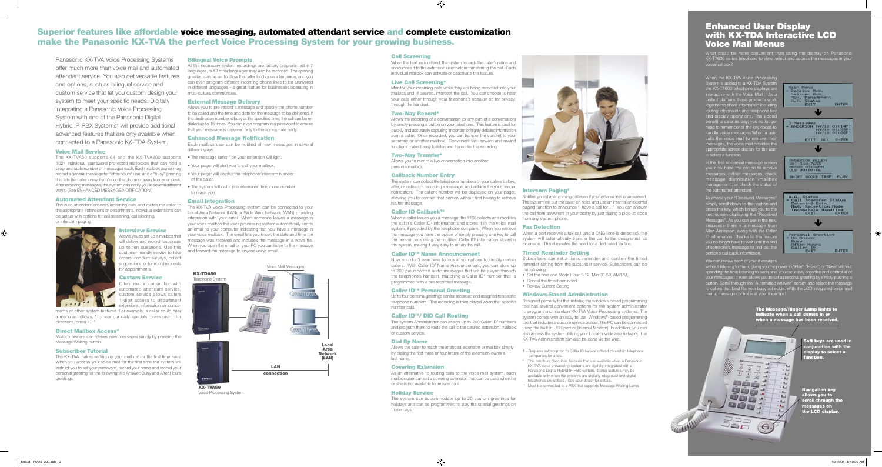# Superior features like affordable voice messaging, automated attendant service and complete customization make the Panasonic KX-TVA the perfect Voice Processing System for your growing business.

Panasonic KX-TVA Voice Processing Systems offer much more than voice mail and automated attendant service. You also get versatile features and options, such as bilingual service and custom service that let you custom design your system to meet your specific needs. Digitally integrating a Panasonic Voice Processing System with one of the Panasonic Digital Hybrid IP-PBX Systems* will provide additional advanced features that are only available when connected to a Panasonic KX-TDA System.

## Voice Mail Service

The KX-TVA50 supports 64 and the KX-TVA200 supports 1024 individual, password protected mailboxes that can hold a programmable number of messages each. Each mailbox owner may record a general message for "after-hours" use, and a "busy" greeting that lets the caller know if you're on the phone or away from your desk. After receiving messages, the system can notify you in several different ways. (See ENHANCED MESSAGE NOTIFICATION.)

## Automated Attendant Service

The auto attendant answers incoming calls and routes the caller to the appropriate extensions or departments. Individual extensions can be set up with options for call screening, call blocking, or intercom paging.

### Interview Service

Allows you to set up a mailbox that will deliver and record responses up to ten questions. Use this customer-friendly service to take orders, conduct surveys, collect suggestions, or to record requests for appointments.

### Custom Service

Often used in conjunction with automated attendant service, custom service allows callers 1-digit access to department extensions, information announcements or other system features. For example, a caller could hear a menu as follows, "To hear our daily specials, press one... for directions, press 2..."

## Direct Mailbox Access*

Mailbox owners can retrieve new messages simply by pressing the Message Waiting button.

## Subscriber Tutorial

The KX-TVA makes setting up your mailbox for the first time easy. When you access your voice mail for the first time the system will instruct you to set your password, record your name and record your personal greeting for the following: No Answer, Busy and After Hours greetings.

## Bilingual Voice Prompts

All the necessary system recordings are factory programmed in 7 languages, but 3 other languages may also be recorded. The opening greeting can be set to allow the caller to choose a language, and you can even program different incoming phone lines to be answered in different languages – a great feature for businesses operating in multi-cultural communities.

## External Message Delivery

Allows you to pre-record a message and specify the phone number to be called and the time and date for the message to be delivered. If the destination number is busy at the specified time, the call can be re-dialed up to 15 times. You can even program in a password to ensure that your message is delivered only to the appropriate party.

## Enhanced Message Notification

Each mailbox user can be notified of new messages in several different ways:

- The message lamp** on your extension will light.
- Your pager will alert you to call your mailbox.
- Your pager will display the telephone/intercom number of the caller.
- The system will call a predetermined telephone number to reach you.

## Email Integration

The KX-TVA Voice Processing system can be connected to your Local Area Network (LAN) or Wide Area Network (WAN) providing integration with your email. When someone leaves a message in your voice mailbox the voice processing system automatically sends an email to your computer indicating that you have a message in your voice mailbox. The email lets you know, the date and time the message was received and includes the message in a wave file. When you open the email on your PC you can listen to the message and forward the message to anyone using email.

Voice Mail Messages

KX-TDA50
Telephone System

Local Area Network (LAN)

LAN connection

KX-TVA50
Voice Processing System

## Call Screening

When this feature is utilized, the system records the caller's name and announces it to the extension user before transferring the call. Each individual mailbox can activate or deactivate the feature.

## Live Call Screening*

Monitor your incoming calls while they are being recorded into your mailbox and, if desired, intercept the call. You can choose to hear your calls either through your telephone's speaker or, for privacy, through the handset.

## Two-Way Record*

Allows the recording of a conversation (or any part of a conversation) by simply pressing a button on your telephone. This feature is ideal for quickly and accurately capturing important or highly detailed information from a caller. Once recorded, you can transfer the content to your secretary or another mailbox. Convenient fast-forward and rewind functions make it easy to listen and transcribe the recording.

## Two-Way Transfer*

Allows you to record a live conversation into another person's mailbox.

## Callback Number Entry

The system can collect the telephone numbers of your callers before, after, or instead of recording a message, and include it in your beeper notification. The caller's number will be displayed on your pager, allowing you to contact that person without first having to retrieve his/her message.

## Caller ID Callback[1]*

When a caller leaves you a message, the PBX collects and modifies the caller's Caller ID[1] information and stores it in the voice mail system, if provided by the telephone company. When you retrieve the message you have the option of simply pressing one key to call the person back using the modified Caller ID[1] information stored in the system, making it very easy to return the call.

## Caller ID[1]* Name Announcement

Now, you don't even have to look at your phone to identify certain callers. With Caller ID[1] Name Announcement, you can store up to 200 pre-recorded audio messages that will be played through the telephone's handset, matching a Caller ID[1] number that is programmed with a pre-recorded message.

## Caller ID[1]* Personal Greeting

Up to four personal greetings can be recorded and assigned to specific telephone numbers. The recording is then played when that specific number calls.[1]

## Caller ID[1]*/ DID Call Routing

The System Administrator can assign up to 200 Caller ID[1] numbers and program them to route the call to the desired extension, mailbox or custom service.

## Dial By Name

Allows the caller to reach the intended extension or mailbox simply by dialing the first three or four letters of the extension owner's last name.

## Covering Extension

As an alternative to routing calls to the voice mail system, each mailbox user can set a covering extension that can be used when he or she is not available to answer calls.

## Holiday Service

The system can accommodate up to 20 custom greetings for holidays and can be programmed to play the special greetings on those days.

## Intercom Paging*

Notifies you of an incoming call even if your extension is unanswered. The system will put the caller on hold, and use an internal or external paging function to announce "I have a call for..." You can answer the call from anywhere in your facility by just dialing a pick-up code from any system phone.

## Fax Detection

When a port receives a fax call (and a CNG tone is detected), the system will automatically transfer the call to the designated fax extension. This eliminates the need for a dedicated fax line.

## Timed Reminder Setting

Subscribers can set a timed reminder and confirm the timed reminder setting from the subscriber service. Subscribers can do the following:

- Set the time and Mode Hour:1-12, Min:00-59, AM/PM,
- Cancel the timed reminded
- Review Current Setting

## Windows-Based Administration

Designed primarily for the installer, the windows based programming tool has several convenient options for the system administrator to program and maintain KX-TVA Voice Processing systems. The system comes with an easy to use Windows®-based programming tool that includes a custom service builder. The PC can be connected using the built in USB port or (Internal Modem). In addition, you can also access the system utilizing your Local or wide area network. The KX-TVA Administration can also be done via the web.

1 – Requires subscription to Caller ID service offered by certain telephone companies for a fee.

\* This brochure describes features that are available when a Panasonic KX-TVA voice processing systems are digitally integrated with a Panasonic Digital Hybrid IP-PBX system. Some features may be available only when the systems are digitally integrated and digital telephones are utilized. See your dealer for details.

\** Must be connected to a PBX that supports Message Waiting Lamp

# Enhanced User Display with KX-TDA Interactive LCD Voice Mail Menus

What could be more convenient than using the display on Panasonic KX-T7600 series telephone to view, select and access the messages in your voicemail box?

When the KX-TVA Voice Processing System is added to a KX-TDA System the KX-T7600 telephone displays are interactive with the Voice Mail. As a unified platform these products work together to share information including routing information and telephone key and display operations. The added benefit is clear as day; you no longer need to remember all the key codes to handle voice messages. When a user calls the voice mail to retrieve their messages, the voice mail provides the appropriate screen display for the user to select a function.

In the first voicemail message screen you now have the option to receive messages, deliver messages, check message distribution (mailbox management), or check the status of the automated attendant.

To check your "Received Messages" simply scroll down to that option and press the key, which brings you to the next screen displaying the "Received Messages". As you can see in the next sequence there is a message from Allen Anderson, along with the Caller ID information. Thanks to this feature you no longer have to wait until the end of someone's message to find out the person's call back information.

Main Menu
* Receive Msg.
Deliver Msg.
Mbx. Management
A.A. Status
EXIT ENTER

3 Messages
* ANDERSON MAY/10 01:14PM
MAY/10 01:55PM
MAY/10 02:00PM
EXIT ALL ENTER

ANDERSON ALLEN
201-348-7693
MAY/05 01:56PM
OLD 00:00:06
SHIFT BOOKM TRSF PLAY

A.A. Status
* Call Transfer Status
Covering Extn.
Msg. Reception Mode
Incomplete Handling
EXIT ENTER

Personal Greeting
* No Answer
Busy
After Hours
Caller ID
EXIT ENTER

You can review each of your messages without listening to them, giving you the power to "Play", "Erase", or "Save" without spending the time listening to each one, you can easily organize and control all of your messages. It even allows you to set a personal greeting by simply pushing a button. Scroll through the "Automated Answer" screen and select the message to callers that best fits your busy schedule. With the LCD integrated voice mail menu, message control is at your fingertips!

**The Message/Ringer Lamp lights to indicate when a call comes in or when a message has been received.**

**Soft keys are used in conjunction with the display to select a function.**

**Navigation key allows you to scroll through the messages on the LCD display.**